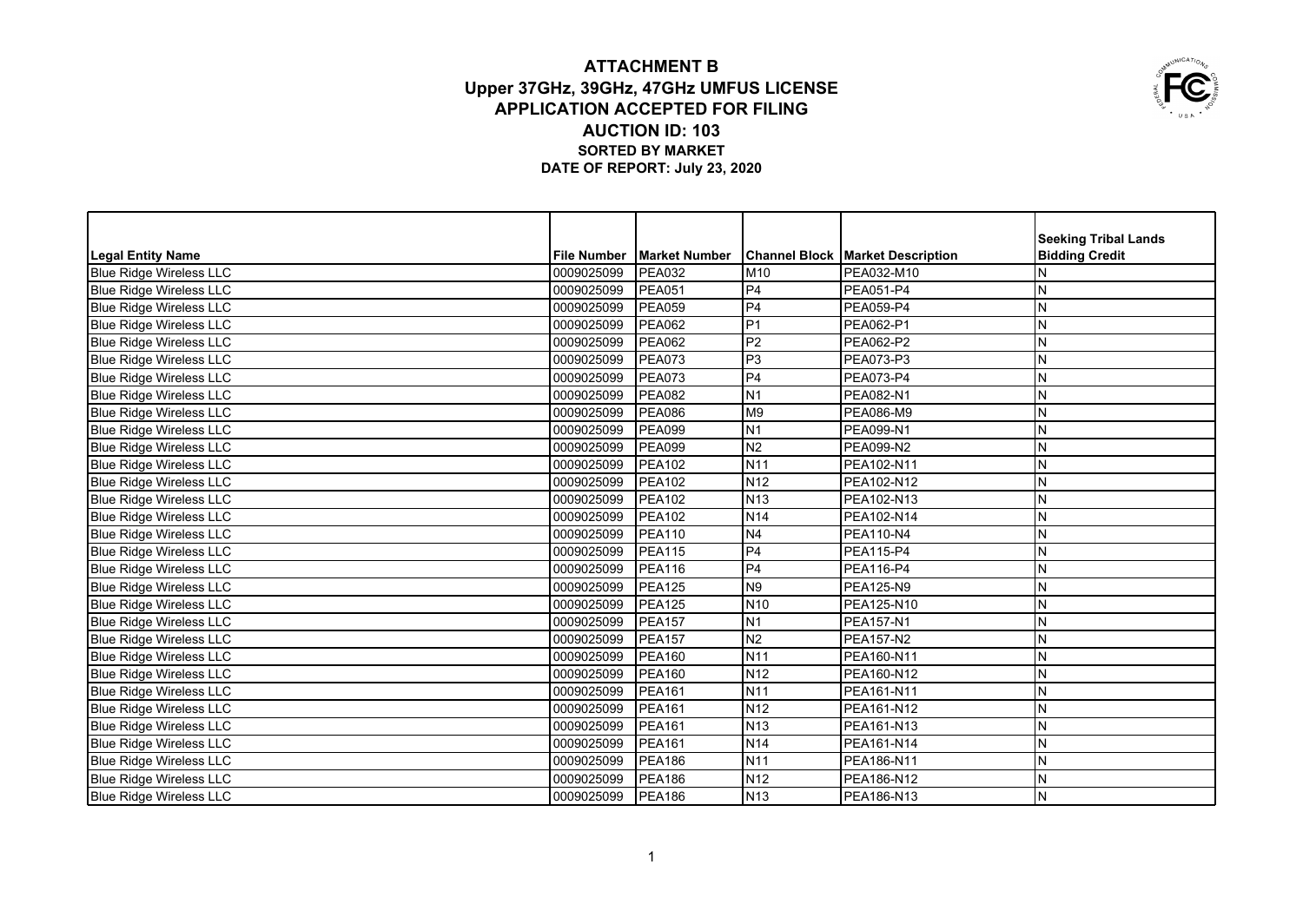# ATTACHMENT B
## Upper 37GHz, 39GHz, 47GHz UMFUS LICENSE
## APPLICATION ACCEPTED FOR FILING
## AUCTION ID: 103
### SORTED BY MARKET
### DATE OF REPORT: July 23, 2020

| Legal Entity Name | File Number | Market Number | Channel Block | Market Description | Seeking Tribal Lands Bidding Credit |
|---|---|---|---|---|---|
| Blue Ridge Wireless LLC | 0009025099 | PEA032 | M10 | PEA032-M10 | N |
| Blue Ridge Wireless LLC | 0009025099 | PEA051 | P4 | PEA051-P4 | N |
| Blue Ridge Wireless LLC | 0009025099 | PEA059 | P4 | PEA059-P4 | N |
| Blue Ridge Wireless LLC | 0009025099 | PEA062 | P1 | PEA062-P1 | N |
| Blue Ridge Wireless LLC | 0009025099 | PEA062 | P2 | PEA062-P2 | N |
| Blue Ridge Wireless LLC | 0009025099 | PEA073 | P3 | PEA073-P3 | N |
| Blue Ridge Wireless LLC | 0009025099 | PEA073 | P4 | PEA073-P4 | N |
| Blue Ridge Wireless LLC | 0009025099 | PEA082 | N1 | PEA082-N1 | N |
| Blue Ridge Wireless LLC | 0009025099 | PEA086 | M9 | PEA086-M9 | N |
| Blue Ridge Wireless LLC | 0009025099 | PEA099 | N1 | PEA099-N1 | N |
| Blue Ridge Wireless LLC | 0009025099 | PEA099 | N2 | PEA099-N2 | N |
| Blue Ridge Wireless LLC | 0009025099 | PEA102 | N11 | PEA102-N11 | N |
| Blue Ridge Wireless LLC | 0009025099 | PEA102 | N12 | PEA102-N12 | N |
| Blue Ridge Wireless LLC | 0009025099 | PEA102 | N13 | PEA102-N13 | N |
| Blue Ridge Wireless LLC | 0009025099 | PEA102 | N14 | PEA102-N14 | N |
| Blue Ridge Wireless LLC | 0009025099 | PEA110 | N4 | PEA110-N4 | N |
| Blue Ridge Wireless LLC | 0009025099 | PEA115 | P4 | PEA115-P4 | N |
| Blue Ridge Wireless LLC | 0009025099 | PEA116 | P4 | PEA116-P4 | N |
| Blue Ridge Wireless LLC | 0009025099 | PEA125 | N9 | PEA125-N9 | N |
| Blue Ridge Wireless LLC | 0009025099 | PEA125 | N10 | PEA125-N10 | N |
| Blue Ridge Wireless LLC | 0009025099 | PEA157 | N1 | PEA157-N1 | N |
| Blue Ridge Wireless LLC | 0009025099 | PEA157 | N2 | PEA157-N2 | N |
| Blue Ridge Wireless LLC | 0009025099 | PEA160 | N11 | PEA160-N11 | N |
| Blue Ridge Wireless LLC | 0009025099 | PEA160 | N12 | PEA160-N12 | N |
| Blue Ridge Wireless LLC | 0009025099 | PEA161 | N11 | PEA161-N11 | N |
| Blue Ridge Wireless LLC | 0009025099 | PEA161 | N12 | PEA161-N12 | N |
| Blue Ridge Wireless LLC | 0009025099 | PEA161 | N13 | PEA161-N13 | N |
| Blue Ridge Wireless LLC | 0009025099 | PEA161 | N14 | PEA161-N14 | N |
| Blue Ridge Wireless LLC | 0009025099 | PEA186 | N11 | PEA186-N11 | N |
| Blue Ridge Wireless LLC | 0009025099 | PEA186 | N12 | PEA186-N12 | N |
| Blue Ridge Wireless LLC | 0009025099 | PEA186 | N13 | PEA186-N13 | N |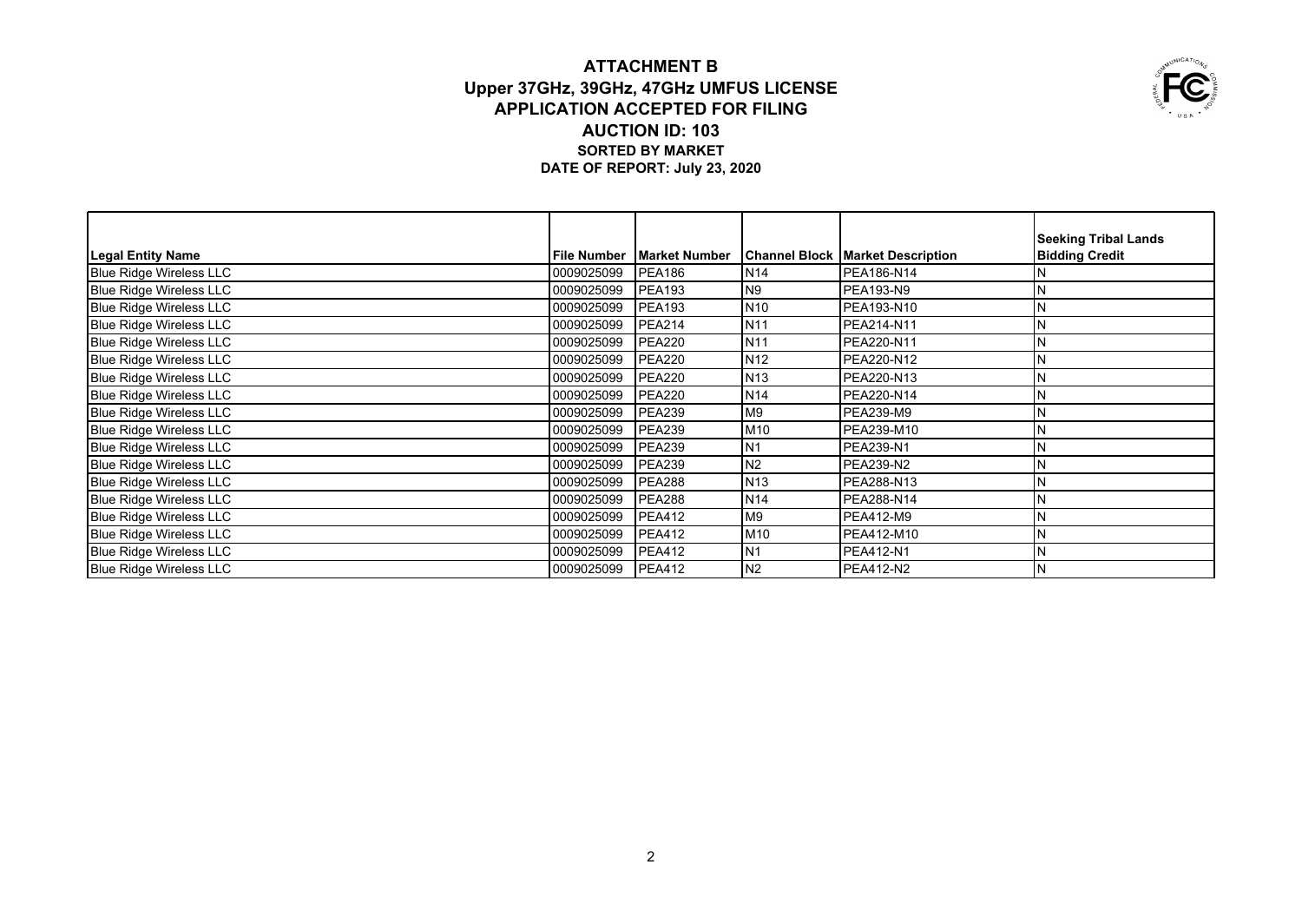# ATTACHMENT B
## Upper 37GHz, 39GHz, 47GHz UMFUS LICENSE
## APPLICATION ACCEPTED FOR FILING
## AUCTION ID: 103
### SORTED BY MARKET
### DATE OF REPORT: July 23, 2020

| Legal Entity Name | File Number | Market Number | Channel Block | Market Description | Seeking Tribal Lands Bidding Credit |
|---|---|---|---|---|---|
| Blue Ridge Wireless LLC | 0009025099 | PEA186 | N14 | PEA186-N14 | N |
| Blue Ridge Wireless LLC | 0009025099 | PEA193 | N9 | PEA193-N9 | N |
| Blue Ridge Wireless LLC | 0009025099 | PEA193 | N10 | PEA193-N10 | N |
| Blue Ridge Wireless LLC | 0009025099 | PEA214 | N11 | PEA214-N11 | N |
| Blue Ridge Wireless LLC | 0009025099 | PEA220 | N11 | PEA220-N11 | N |
| Blue Ridge Wireless LLC | 0009025099 | PEA220 | N12 | PEA220-N12 | N |
| Blue Ridge Wireless LLC | 0009025099 | PEA220 | N13 | PEA220-N13 | N |
| Blue Ridge Wireless LLC | 0009025099 | PEA220 | N14 | PEA220-N14 | N |
| Blue Ridge Wireless LLC | 0009025099 | PEA239 | M9 | PEA239-M9 | N |
| Blue Ridge Wireless LLC | 0009025099 | PEA239 | M10 | PEA239-M10 | N |
| Blue Ridge Wireless LLC | 0009025099 | PEA239 | N1 | PEA239-N1 | N |
| Blue Ridge Wireless LLC | 0009025099 | PEA239 | N2 | PEA239-N2 | N |
| Blue Ridge Wireless LLC | 0009025099 | PEA288 | N13 | PEA288-N13 | N |
| Blue Ridge Wireless LLC | 0009025099 | PEA288 | N14 | PEA288-N14 | N |
| Blue Ridge Wireless LLC | 0009025099 | PEA412 | M9 | PEA412-M9 | N |
| Blue Ridge Wireless LLC | 0009025099 | PEA412 | M10 | PEA412-M10 | N |
| Blue Ridge Wireless LLC | 0009025099 | PEA412 | N1 | PEA412-N1 | N |
| Blue Ridge Wireless LLC | 0009025099 | PEA412 | N2 | PEA412-N2 | N |